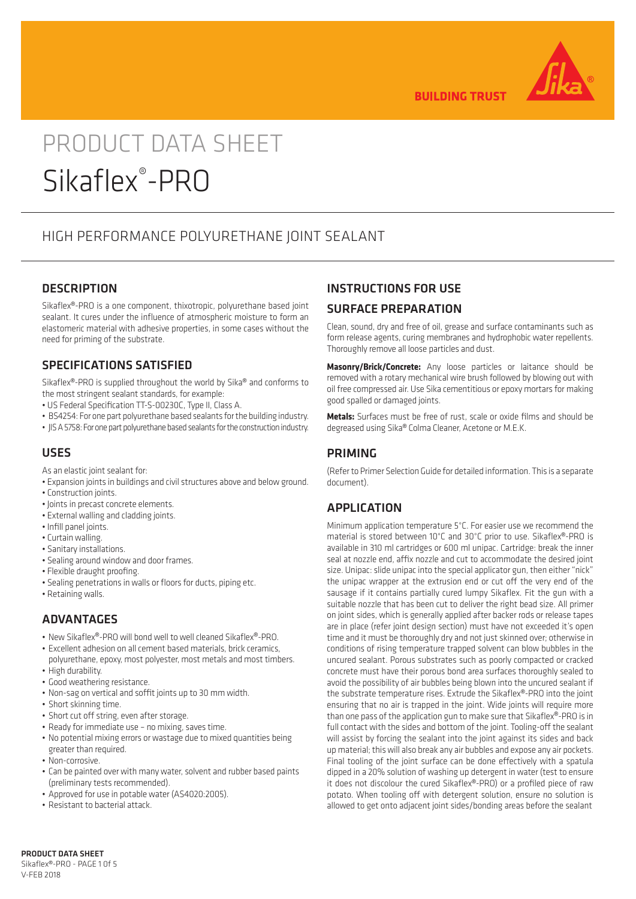BUILDING TRUST

# PRODUCT DATA SHEET
# Sikaflex®-PRO

## HIGH PERFORMANCE POLYURETHANE JOINT SEALANT

## DESCRIPTION

Sikaflex®-PRO is a one component, thixotropic, polyurethane based joint sealant. It cures under the influence of atmospheric moisture to form an elastomeric material with adhesive properties, in some cases without the need for priming of the substrate.

## SPECIFICATIONS SATISFIED

Sikaflex®-PRO is supplied throughout the world by Sika® and conforms to the most stringent sealant standards, for example:

- US Federal Specification TT-S-00230C, Type II, Class A.
- BS4254: For one part polyurethane based sealants for the building industry.
- JIS A 5758: For one part polyurethane based sealants for the construction industry.

## USES

As an elastic joint sealant for:

- Expansion joints in buildings and civil structures above and below ground.
- Construction joints.
- Joints in precast concrete elements.
- External walling and cladding joints.
- Infill panel joints.
- Curtain walling.
- Sanitary installations.
- Sealing around window and door frames.
- Flexible draught proofing.
- Sealing penetrations in walls or floors for ducts, piping etc.
- Retaining walls.

## ADVANTAGES

- New Sikaflex®-PRO will bond well to well cleaned Sikaflex®-PRO.
- Excellent adhesion on all cement based materials, brick ceramics, polyurethane, epoxy, most polyester, most metals and most timbers.
- High durability.
- Good weathering resistance.
- Non-sag on vertical and soffit joints up to 30 mm width.
- Short skinning time.
- Short cut off string, even after storage.
- Ready for immediate use – no mixing, saves time.
- No potential mixing errors or wastage due to mixed quantities being greater than required.
- Non-corrosive.
- Can be painted over with many water, solvent and rubber based paints (preliminary tests recommended).
- Approved for use in potable water (AS4020:2005).
- Resistant to bacterial attack.

## INSTRUCTIONS FOR USE

## SURFACE PREPARATION

Clean, sound, dry and free of oil, grease and surface contaminants such as form release agents, curing membranes and hydrophobic water repellents. Thoroughly remove all loose particles and dust.

**Masonry/Brick/Concrete:** Any loose particles or laitance should be removed with a rotary mechanical wire brush followed by blowing out with oil free compressed air. Use Sika cementitious or epoxy mortars for making good spalled or damaged joints.

**Metals:** Surfaces must be free of rust, scale or oxide films and should be degreased using Sika® Colma Cleaner, Acetone or M.E.K.

## PRIMING

(Refer to Primer Selection Guide for detailed information. This is a separate document).

## APPLICATION

Minimum application temperature 5°C. For easier use we recommend the material is stored between 10°C and 30°C prior to use. Sikaflex®-PRO is available in 310 ml cartridges or 600 ml unipac. Cartridge: break the inner seal at nozzle end, affix nozzle and cut to accommodate the desired joint size. Unipac: slide unipac into the special applicator gun, then either "nick" the unipac wrapper at the extrusion end or cut off the very end of the sausage if it contains partially cured lumpy Sikaflex. Fit the gun with a suitable nozzle that has been cut to deliver the right bead size. All primer on joint sides, which is generally applied after backer rods or release tapes are in place (refer joint design section) must have not exceeded it's open time and it must be thoroughly dry and not just skinned over; otherwise in conditions of rising temperature trapped solvent can blow bubbles in the uncured sealant. Porous substrates such as poorly compacted or cracked concrete must have their porous bond area surfaces thoroughly sealed to avoid the possibility of air bubbles being blown into the uncured sealant if the substrate temperature rises. Extrude the Sikaflex®-PRO into the joint ensuring that no air is trapped in the joint. Wide joints will require more than one pass of the application gun to make sure that Sikaflex®-PRO is in full contact with the sides and bottom of the joint. Tooling-off the sealant will assist by forcing the sealant into the joint against its sides and back up material; this will also break any air bubbles and expose any air pockets. Final tooling of the joint surface can be done effectively with a spatula dipped in a 20% solution of washing up detergent in water (test to ensure it does not discolour the cured Sikaflex®-PRO) or a profiled piece of raw potato. When tooling off with detergent solution, ensure no solution is allowed to get onto adjacent joint sides/bonding areas before the sealant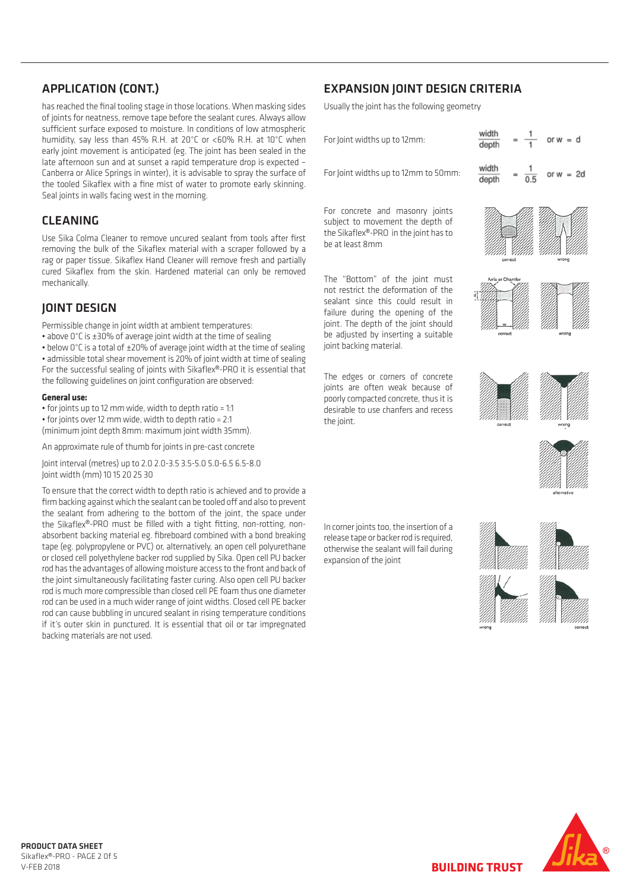## APPLICATION (CONT.)

has reached the final tooling stage in those locations. When masking sides of joints for neatness, remove tape before the sealant cures. Always allow sufficient surface exposed to moisture. In conditions of low atmospheric humidity, say less than 45% R.H. at 20°C or <60% R.H. at 10°C when early joint movement is anticipated (eg. The joint has been sealed in the late afternoon sun and at sunset a rapid temperature drop is expected – Canberra or Alice Springs in winter), it is advisable to spray the surface of the tooled Sikaflex with a fine mist of water to promote early skinning. Seal joints in walls facing west in the morning.

## CLEANING

Use Sika Colma Cleaner to remove uncured sealant from tools after first removing the bulk of the Sikaflex material with a scraper followed by a rag or paper tissue. Sikaflex Hand Cleaner will remove fresh and partially cured Sikaflex from the skin. Hardened material can only be removed mechanically.

## JOINT DESIGN

Permissible change in joint width at ambient temperatures:

- above 0°C is ±30% of average joint width at the time of sealing
- below 0°C is a total of ±20% of average joint width at the time of sealing
- admissible total shear movement is 20% of joint width at time of sealing

For the successful sealing of joints with Sikaflex®-PRO it is essential that the following guidelines on joint configuration are observed:

**General use:**

- for joints up to 12 mm wide, width to depth ratio = 1:1
- for joints over 12 mm wide, width to depth ratio = 2:1

(minimum joint depth 8mm: maximum joint width 35mm).

An approximate rule of thumb for joints in pre-cast concrete

Joint interval (metres) up to 2.0 2.0-3.5 3.5-5.0 5.0-6.5 6.5-8.0
Joint width (mm) 10 15 20 25 30

To ensure that the correct width to depth ratio is achieved and to provide a firm backing against which the sealant can be tooled off and also to prevent the sealant from adhering to the bottom of the joint, the space under the Sikaflex®-PRO must be filled with a tight fitting, non-rotting, non-absorbent backing material eg. fibreboard combined with a bond breaking tape (eg. polypropylene or PVC) or, alternatively, an open cell polyurethane or closed cell polyethylene backer rod supplied by Sika. Open cell PU backer rod has the advantages of allowing moisture access to the front and back of the joint simultaneously facilitating faster curing. Also open cell PU backer rod is much more compressible than closed cell PE foam thus one diameter rod can be used in a much wider range of joint widths. Closed cell PE backer rod can cause bubbling in uncured sealant in rising temperature conditions if it's outer skin in punctured. It is essential that oil or tar impregnated backing materials are not used.

## EXPANSION JOINT DESIGN CRITERIA

Usually the joint has the following geometry

For Joint widths up to 12mm: $\frac{\text{width}}{\text{depth}} = \frac{1}{1}$ or $w = d$

For Joint widths up to 12mm to 50mm: $\frac{\text{width}}{\text{depth}} = \frac{1}{0.5}$ or $w = 2d$

For concrete and masonry joints subject to movement the depth of the Sikaflex®-PRO in the joint has to be at least 8mm

correct wrong

The "Bottom" of the joint must not restrict the deformation of the sealant since this could result in failure during the opening of the joint. The depth of the joint should be adjusted by inserting a suitable joint backing material.

Arris or Chamfer
correct wrong

The edges or corners of concrete joints are often weak because of poorly compacted concrete, thus it is desirable to use chanfers and recess the joint.

correct wrong alternative

In corner joints too, the insertion of a release tape or backer rod is required, otherwise the sealant will fail during expansion of the joint

wrong correct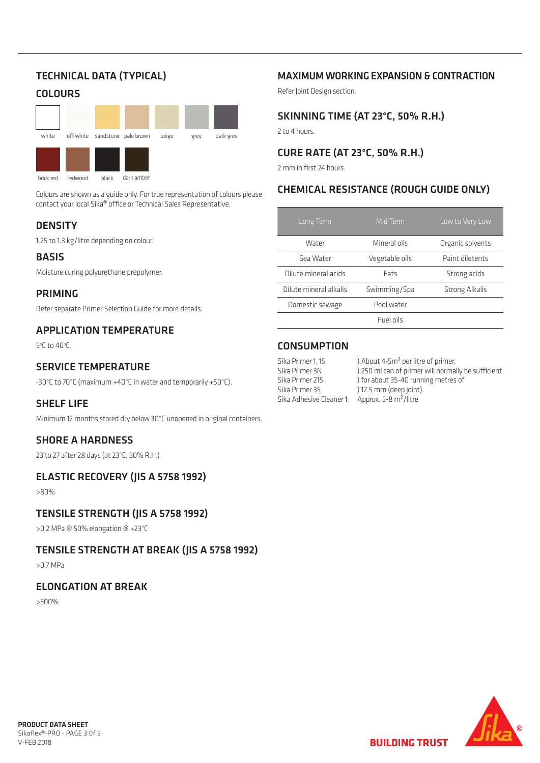## TECHNICAL DATA (TYPICAL)

### COLOURS

white, off white, sandstone, pale brown, beige, grey, dark grey

brick red, redwood, black, dark amber

Colours are shown as a guide only. For true representation of colours please contact your local Sika® office or Technical Sales Representative.

### DENSITY

1.25 to 1.3 kg/litre depending on colour.

### BASIS

Moisture curing polyurethane prepolymer.

### PRIMING

Refer separate Primer Selection Guide for more details.

### APPLICATION TEMPERATURE

5°C to 40°C.

### SERVICE TEMPERATURE

-30°C to 70°C (maximum +40°C in water and temporarily +50°C).

### SHELF LIFE

Minimum 12 months stored dry below 30°C unopened in original containers.

### SHORE A HARDNESS

23 to 27 after 28 days (at 23°C, 50% R.H.)

### ELASTIC RECOVERY (JIS A 5758 1992)

>80%

### TENSILE STRENGTH (JIS A 5758 1992)

>0.2 MPa @ 50% elongation @ +23°C

### TENSILE STRENGTH AT BREAK (JIS A 5758 1992)

>0.7 MPa

### ELONGATION AT BREAK

>500%

### MAXIMUM WORKING EXPANSION & CONTRACTION

Refer Joint Design section.

### SKINNING TIME (AT 23°C, 50% R.H.)

2 to 4 hours.

### CURE RATE (AT 23°C, 50% R.H.)

2 mm in first 24 hours.

### CHEMICAL RESISTANCE (ROUGH GUIDE ONLY)

| Long Term | Mid Term | Low to Very Low |
|---|---|---|
| Water | Mineral oils | Organic solvents |
| Sea Water | Vegetable oils | Paint diletents |
| Dilute mineral acids | Fats | Strong acids |
| Dilute mineral alkalis | Swimming/Spa | Strong Alkalis |
| Domestic sewage | Pool water | |
| | Fuel oils | |

### CONSUMPTION

| | |
|---|---|
| Sika Primer 1, 15 | ) About 4-5m² per litre of primer. |
| Sika Primer 3N | ) 250 ml can of primer will normally be sufficient |
| Sika Primer 215 | ) for about 35-40 running metres of |
| Sika Primer 35 | ) 12.5 mm (deep joint). |
| Sika Adhesive Cleaner 1: | Approx. 5-8 m²/litre |

**PRODUCT DATA SHEET**
Sikaflex®-PRO
V-FEB 2018

BUILDING TRUST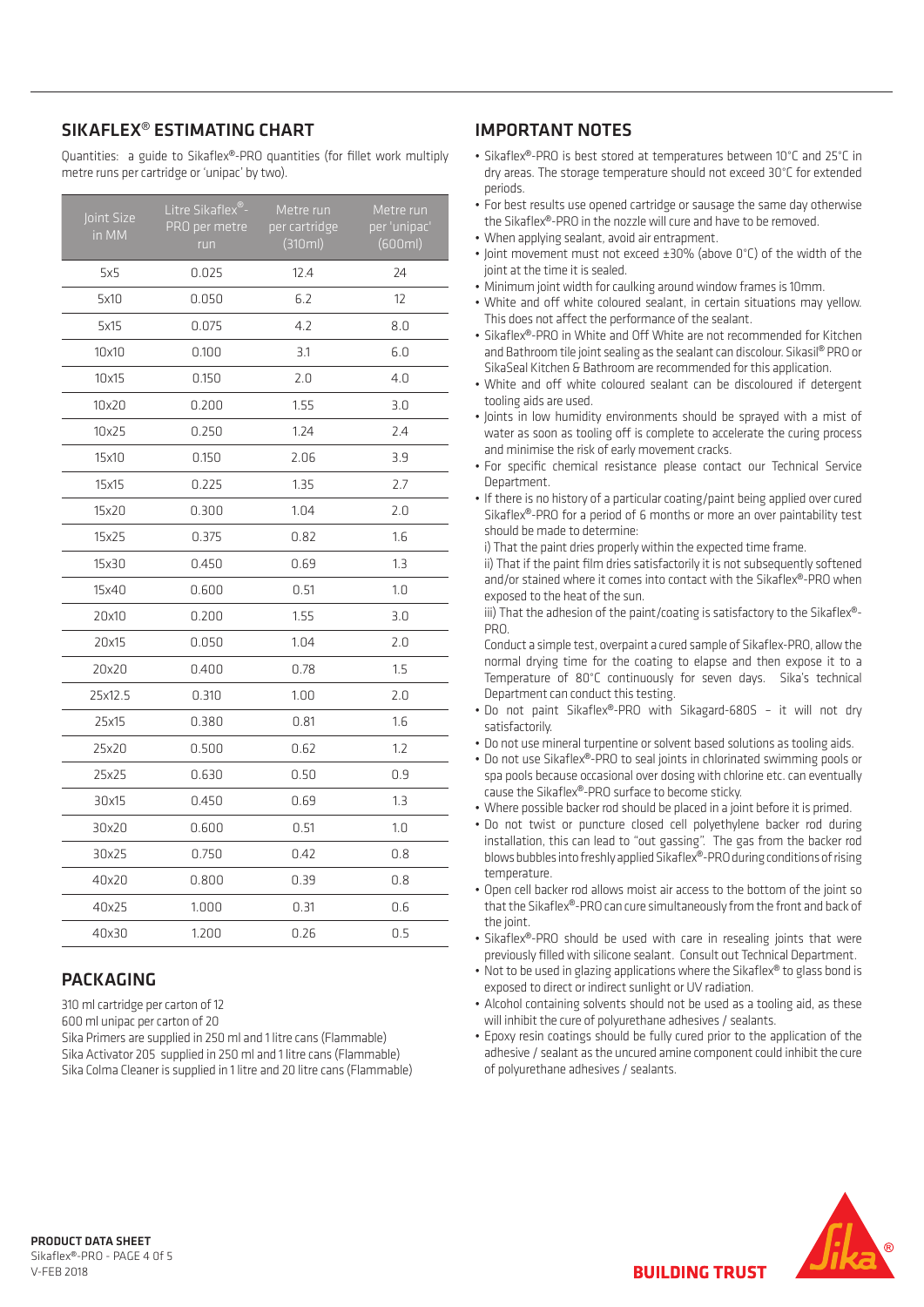## SIKAFLEX® ESTIMATING CHART

Quantities: a guide to Sikaflex®-PRO quantities (for fillet work multiply metre runs per cartridge or 'unipac' by two).

| Joint Size in MM | Litre Sikaflex®-PRO per metre run | Metre run per cartridge (310ml) | Metre run per 'unipac' (600ml) |
|---|---|---|---|
| 5x5 | 0.025 | 12.4 | 24 |
| 5x10 | 0.050 | 6.2 | 12 |
| 5x15 | 0.075 | 4.2 | 8.0 |
| 10x10 | 0.100 | 3.1 | 6.0 |
| 10x15 | 0.150 | 2.0 | 4.0 |
| 10x20 | 0.200 | 1.55 | 3.0 |
| 10x25 | 0.250 | 1.24 | 2.4 |
| 15x10 | 0.150 | 2.06 | 3.9 |
| 15x15 | 0.225 | 1.35 | 2.7 |
| 15x20 | 0.300 | 1.04 | 2.0 |
| 15x25 | 0.375 | 0.82 | 1.6 |
| 15x30 | 0.450 | 0.69 | 1.3 |
| 15x40 | 0.600 | 0.51 | 1.0 |
| 20x10 | 0.200 | 1.55 | 3.0 |
| 20x15 | 0.050 | 1.04 | 2.0 |
| 20x20 | 0.400 | 0.78 | 1.5 |
| 25x12.5 | 0.310 | 1.00 | 2.0 |
| 25x15 | 0.380 | 0.81 | 1.6 |
| 25x20 | 0.500 | 0.62 | 1.2 |
| 25x25 | 0.630 | 0.50 | 0.9 |
| 30x15 | 0.450 | 0.69 | 1.3 |
| 30x20 | 0.600 | 0.51 | 1.0 |
| 30x25 | 0.750 | 0.42 | 0.8 |
| 40x20 | 0.800 | 0.39 | 0.8 |
| 40x25 | 1.000 | 0.31 | 0.6 |
| 40x30 | 1.200 | 0.26 | 0.5 |

## PACKAGING

310 ml cartridge per carton of 12
600 ml unipac per carton of 20
Sika Primers are supplied in 250 ml and 1 litre cans (Flammable)
Sika Activator 205 supplied in 250 ml and 1 litre cans (Flammable)
Sika Colma Cleaner is supplied in 1 litre and 20 litre cans (Flammable)

## IMPORTANT NOTES

- Sikaflex®-PRO is best stored at temperatures between 10°C and 25°C in dry areas. The storage temperature should not exceed 30°C for extended periods.
- For best results use opened cartridge or sausage the same day otherwise the Sikaflex®-PRO in the nozzle will cure and have to be removed.
- When applying sealant, avoid air entrapment.
- Joint movement must not exceed ±30% (above 0°C) of the width of the joint at the time it is sealed.
- Minimum joint width for caulking around window frames is 10mm.
- White and off white coloured sealant, in certain situations may yellow. This does not affect the performance of the sealant.
- Sikaflex®-PRO in White and Off White are not recommended for Kitchen and Bathroom tile joint sealing as the sealant can discolour. Sikasil® PRO or SikaSeal Kitchen & Bathroom are recommended for this application.
- White and off white coloured sealant can be discoloured if detergent tooling aids are used.
- Joints in low humidity environments should be sprayed with a mist of water as soon as tooling off is complete to accelerate the curing process and minimise the risk of early movement cracks.
- For specific chemical resistance please contact our Technical Service Department.
- If there is no history of a particular coating/paint being applied over cured Sikaflex®-PRO for a period of 6 months or more an over paintability test should be made to determine:
  i) That the paint dries properly within the expected time frame.
  ii) That if the paint film dries satisfactorily it is not subsequently softened and/or stained where it comes into contact with the Sikaflex®-PRO when exposed to the heat of the sun.
  iii) That the adhesion of the paint/coating is satisfactory to the Sikaflex®-PRO.
  Conduct a simple test, overpaint a cured sample of Sikaflex-PRO, allow the normal drying time for the coating to elapse and then expose it to a Temperature of 80°C continuously for seven days. Sika's technical Department can conduct this testing.
- Do not paint Sikaflex®-PRO with Sikagard-680S – it will not dry satisfactorily.
- Do not use mineral turpentine or solvent based solutions as tooling aids.
- Do not use Sikaflex®-PRO to seal joints in chlorinated swimming pools or spa pools because occasional over dosing with chlorine etc. can eventually cause the Sikaflex®-PRO surface to become sticky.
- Where possible backer rod should be placed in a joint before it is primed.
- Do not twist or puncture closed cell polyethylene backer rod during installation, this can lead to "out gassing". The gas from the backer rod blows bubbles into freshly applied Sikaflex®-PRO during conditions of rising temperature.
- Open cell backer rod allows moist air access to the bottom of the joint so that the Sikaflex®-PRO can cure simultaneously from the front and back of the joint.
- Sikaflex®-PRO should be used with care in resealing joints that were previously filled with silicone sealant. Consult out Technical Department.
- Not to be used in glazing applications where the Sikaflex® to glass bond is exposed to direct or indirect sunlight or UV radiation.
- Alcohol containing solvents should not be used as a tooling aid, as these will inhibit the cure of polyurethane adhesives / sealants.
- Epoxy resin coatings should be fully cured prior to the application of the adhesive / sealant as the uncured amine component could inhibit the cure of polyurethane adhesives / sealants.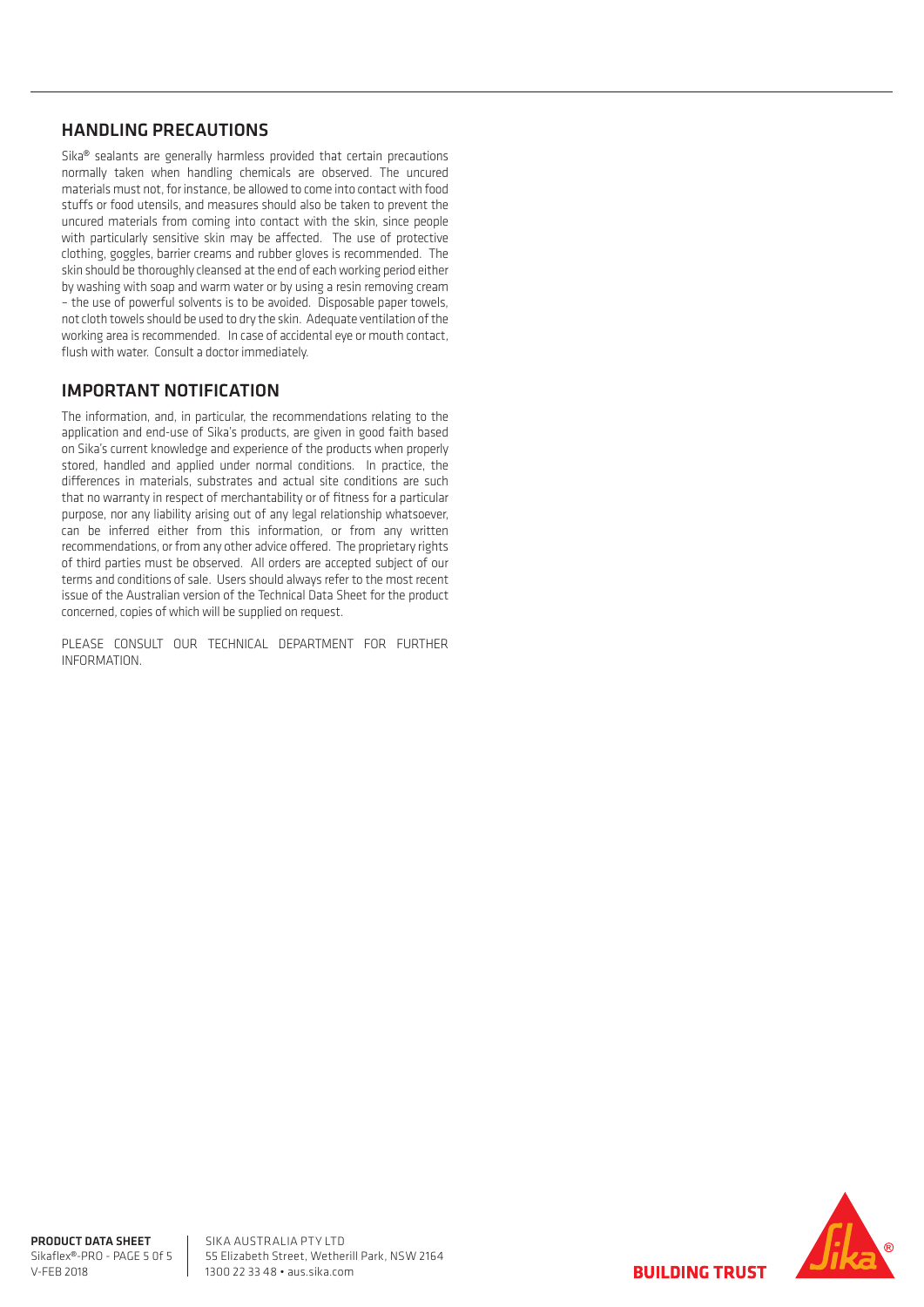## HANDLING PRECAUTIONS

Sika® sealants are generally harmless provided that certain precautions normally taken when handling chemicals are observed. The uncured materials must not, for instance, be allowed to come into contact with food stuffs or food utensils, and measures should also be taken to prevent the uncured materials from coming into contact with the skin, since people with particularly sensitive skin may be affected. The use of protective clothing, goggles, barrier creams and rubber gloves is recommended. The skin should be thoroughly cleansed at the end of each working period either by washing with soap and warm water or by using a resin removing cream – the use of powerful solvents is to be avoided. Disposable paper towels, not cloth towels should be used to dry the skin. Adequate ventilation of the working area is recommended. In case of accidental eye or mouth contact, flush with water. Consult a doctor immediately.

## IMPORTANT NOTIFICATION

The information, and, in particular, the recommendations relating to the application and end-use of Sika's products, are given in good faith based on Sika's current knowledge and experience of the products when properly stored, handled and applied under normal conditions. In practice, the differences in materials, substrates and actual site conditions are such that no warranty in respect of merchantability or of fitness for a particular purpose, nor any liability arising out of any legal relationship whatsoever, can be inferred either from this information, or from any written recommendations, or from any other advice offered. The proprietary rights of third parties must be observed. All orders are accepted subject of our terms and conditions of sale. Users should always refer to the most recent issue of the Australian version of the Technical Data Sheet for the product concerned, copies of which will be supplied on request.

PLEASE CONSULT OUR TECHNICAL DEPARTMENT FOR FURTHER INFORMATION.